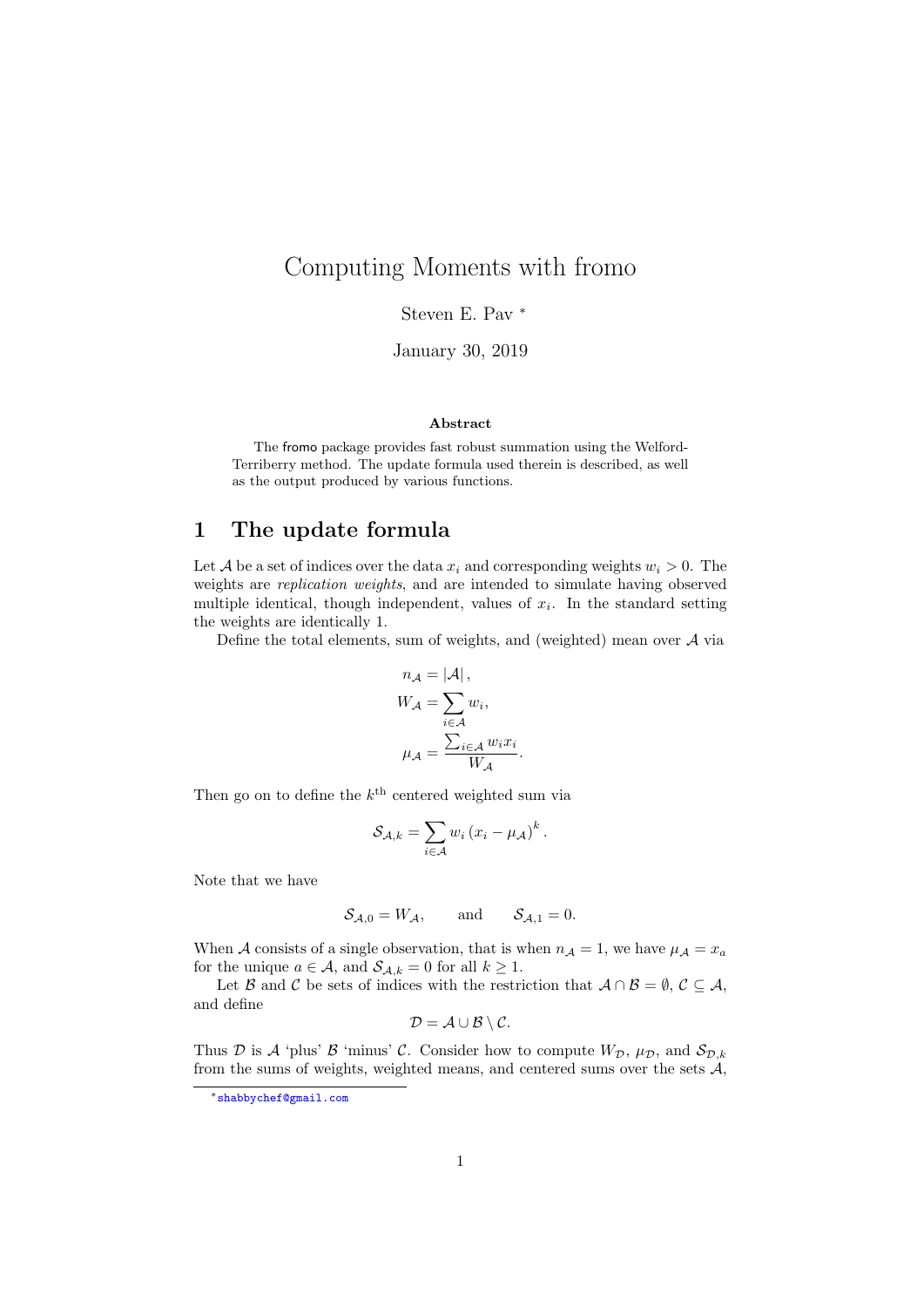# Computing Moments with fromo

Steven E. Pav [*]

January 30, 2019

### Abstract

The fromo package provides fast robust summation using the Welford-Terriberry method. The update formula used therein is described, as well as the output produced by various functions.

## 1 The update formula

Let $\mathcal{A}$ be a set of indices over the data $x_i$ and corresponding weights $w_i > 0$. The weights are *replication weights*, and are intended to simulate having observed multiple identical, though independent, values of $x_i$. In the standard setting the weights are identically 1.

Define the total elements, sum of weights, and (weighted) mean over $\mathcal{A}$ via

$$
\begin{aligned}
n_{\mathcal{A}} &= |\mathcal{A}|, \\
W_{\mathcal{A}} &= \sum_{i \in \mathcal{A}} w_i, \\
\mu_{\mathcal{A}} &= \frac{\sum_{i \in \mathcal{A}} w_i x_i}{W_{\mathcal{A}}}.
\end{aligned}
$$

Then go on to define the $k^{\text{th}}$ centered weighted sum via

$$
\mathcal{S}_{\mathcal{A},k} = \sum_{i \in \mathcal{A}} w_i \left(x_i - \mu_{\mathcal{A}}\right)^k .
$$

Note that we have

$$
\mathcal{S}_{\mathcal{A},0} = W_{\mathcal{A}}, \qquad \text{and} \qquad \mathcal{S}_{\mathcal{A},1} = 0.
$$

When $\mathcal{A}$ consists of a single observation, that is when $n_{\mathcal{A}} = 1$, we have $\mu_{\mathcal{A}} = x_a$ for the unique $a \in \mathcal{A}$, and $\mathcal{S}_{\mathcal{A},k} = 0$ for all $k \geq 1$.

Let $\mathcal{B}$ and $\mathcal{C}$ be sets of indices with the restriction that $\mathcal{A} \cap \mathcal{B} = \emptyset$, $\mathcal{C} \subseteq \mathcal{A}$, and define

$$
\mathcal{D} = \mathcal{A} \cup \mathcal{B} \setminus \mathcal{C}.
$$

Thus $\mathcal{D}$ is $\mathcal{A}$ 'plus' $\mathcal{B}$ 'minus' $\mathcal{C}$. Consider how to compute $W_{\mathcal{D}}$, $\mu_{\mathcal{D}}$, and $\mathcal{S}_{\mathcal{D},k}$ from the sums of weights, weighted means, and centered sums over the sets $\mathcal{A}$,

[*] shabbychef@gmail.com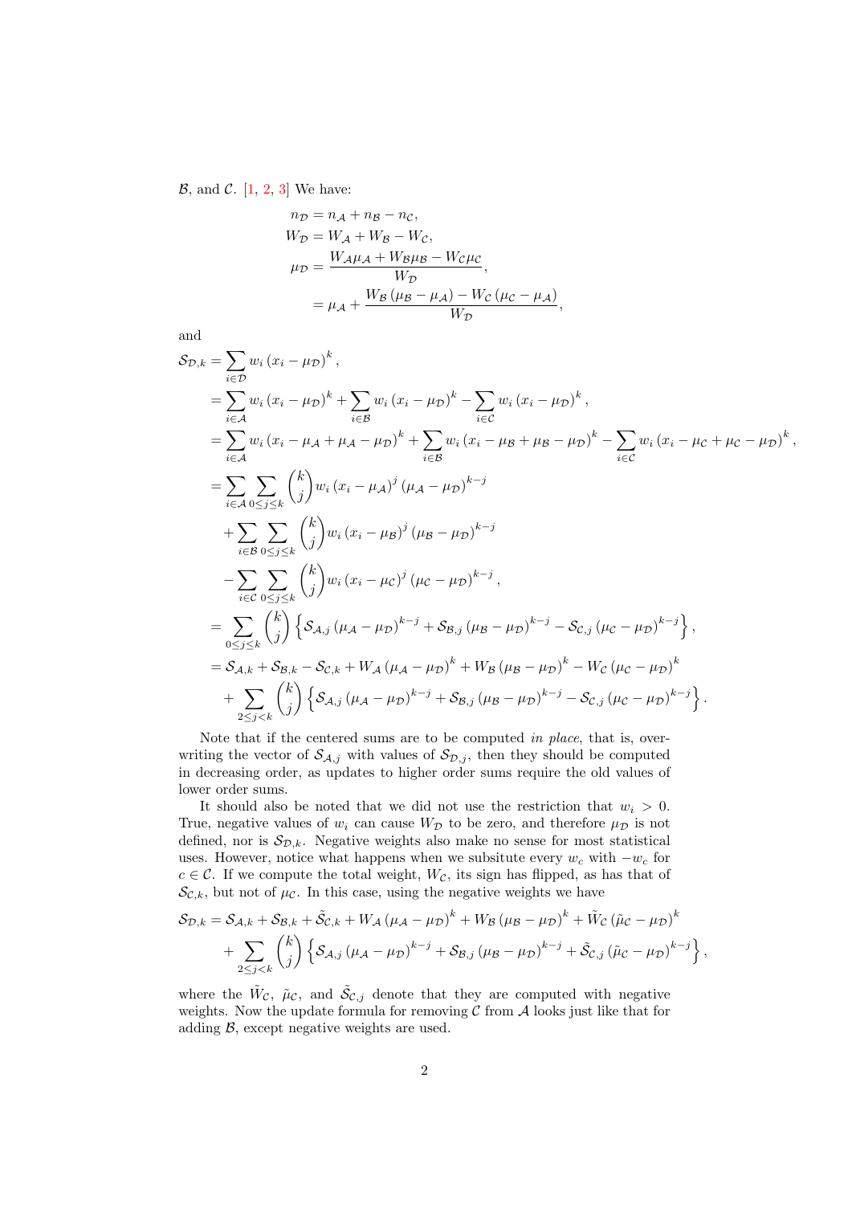$\mathcal{B}$, and $\mathcal{C}$. [1, 2, 3] We have:

$$
\begin{aligned}
n_{\mathcal{D}} &= n_{\mathcal{A}} + n_{\mathcal{B}} - n_{\mathcal{C}}, \\
W_{\mathcal{D}} &= W_{\mathcal{A}} + W_{\mathcal{B}} - W_{\mathcal{C}}, \\
\mu_{\mathcal{D}} &= \frac{W_{\mathcal{A}}\mu_{\mathcal{A}} + W_{\mathcal{B}}\mu_{\mathcal{B}} - W_{\mathcal{C}}\mu_{\mathcal{C}}}{W_{\mathcal{D}}}, \\
&= \mu_{\mathcal{A}} + \frac{W_{\mathcal{B}}\left(\mu_{\mathcal{B}} - \mu_{\mathcal{A}}\right) - W_{\mathcal{C}}\left(\mu_{\mathcal{C}} - \mu_{\mathcal{A}}\right)}{W_{\mathcal{D}}},
\end{aligned}
$$

and

$$
\begin{aligned}
\mathcal{S}_{\mathcal{D},k} &= \sum_{i\in\mathcal{D}} w_i \left(x_i - \mu_{\mathcal{D}}\right)^k, \\
&= \sum_{i\in\mathcal{A}} w_i \left(x_i - \mu_{\mathcal{D}}\right)^k + \sum_{i\in\mathcal{B}} w_i \left(x_i - \mu_{\mathcal{D}}\right)^k - \sum_{i\in\mathcal{C}} w_i \left(x_i - \mu_{\mathcal{D}}\right)^k, \\
&= \sum_{i\in\mathcal{A}} w_i \left(x_i - \mu_{\mathcal{A}} + \mu_{\mathcal{A}} - \mu_{\mathcal{D}}\right)^k + \sum_{i\in\mathcal{B}} w_i \left(x_i - \mu_{\mathcal{B}} + \mu_{\mathcal{B}} - \mu_{\mathcal{D}}\right)^k - \sum_{i\in\mathcal{C}} w_i \left(x_i - \mu_{\mathcal{C}} + \mu_{\mathcal{C}} - \mu_{\mathcal{D}}\right)^k, \\
&= \sum_{i\in\mathcal{A}} \sum_{0\le j\le k} \binom{k}{j} w_i \left(x_i - \mu_{\mathcal{A}}\right)^j \left(\mu_{\mathcal{A}} - \mu_{\mathcal{D}}\right)^{k-j} \\
&\quad + \sum_{i\in\mathcal{B}} \sum_{0\le j\le k} \binom{k}{j} w_i \left(x_i - \mu_{\mathcal{B}}\right)^j \left(\mu_{\mathcal{B}} - \mu_{\mathcal{D}}\right)^{k-j} \\
&\quad - \sum_{i\in\mathcal{C}} \sum_{0\le j\le k} \binom{k}{j} w_i \left(x_i - \mu_{\mathcal{C}}\right)^j \left(\mu_{\mathcal{C}} - \mu_{\mathcal{D}}\right)^{k-j}, \\
&= \sum_{0\le j\le k} \binom{k}{j} \left\{ \mathcal{S}_{\mathcal{A},j} \left(\mu_{\mathcal{A}} - \mu_{\mathcal{D}}\right)^{k-j} + \mathcal{S}_{\mathcal{B},j} \left(\mu_{\mathcal{B}} - \mu_{\mathcal{D}}\right)^{k-j} - \mathcal{S}_{\mathcal{C},j} \left(\mu_{\mathcal{C}} - \mu_{\mathcal{D}}\right)^{k-j} \right\}, \\
&= \mathcal{S}_{\mathcal{A},k} + \mathcal{S}_{\mathcal{B},k} - \mathcal{S}_{\mathcal{C},k} + W_{\mathcal{A}} \left(\mu_{\mathcal{A}} - \mu_{\mathcal{D}}\right)^k + W_{\mathcal{B}} \left(\mu_{\mathcal{B}} - \mu_{\mathcal{D}}\right)^k - W_{\mathcal{C}} \left(\mu_{\mathcal{C}} - \mu_{\mathcal{D}}\right)^k \\
&\quad + \sum_{2\le j<k} \binom{k}{j} \left\{ \mathcal{S}_{\mathcal{A},j} \left(\mu_{\mathcal{A}} - \mu_{\mathcal{D}}\right)^{k-j} + \mathcal{S}_{\mathcal{B},j} \left(\mu_{\mathcal{B}} - \mu_{\mathcal{D}}\right)^{k-j} - \mathcal{S}_{\mathcal{C},j} \left(\mu_{\mathcal{C}} - \mu_{\mathcal{D}}\right)^{k-j} \right\}.
\end{aligned}
$$

Note that if the centered sums are to be computed *in place*, that is, overwriting the vector of $\mathcal{S}_{\mathcal{A},j}$ with values of $\mathcal{S}_{\mathcal{D},j}$, then they should be computed in decreasing order, as updates to higher order sums require the old values of lower order sums.

It should also be noted that we did not use the restriction that $w_i > 0$. True, negative values of $w_i$ can cause $W_{\mathcal{D}}$ to be zero, and therefore $\mu_{\mathcal{D}}$ is not defined, nor is $\mathcal{S}_{\mathcal{D},k}$. Negative weights also make no sense for most statistical uses. However, notice what happens when we subsitute every $w_c$ with $-w_c$ for $c \in \mathcal{C}$. If we compute the total weight, $W_{\mathcal{C}}$, its sign has flipped, as has that of $\mathcal{S}_{\mathcal{C},k}$, but not of $\mu_{\mathcal{C}}$. In this case, using the negative weights we have

$$
\begin{aligned}
\mathcal{S}_{\mathcal{D},k} &= \mathcal{S}_{\mathcal{A},k} + \mathcal{S}_{\mathcal{B},k} + \tilde{\mathcal{S}}_{\mathcal{C},k} + W_{\mathcal{A}} \left(\mu_{\mathcal{A}} - \mu_{\mathcal{D}}\right)^k + W_{\mathcal{B}} \left(\mu_{\mathcal{B}} - \mu_{\mathcal{D}}\right)^k + \tilde{W}_{\mathcal{C}} \left(\tilde{\mu}_{\mathcal{C}} - \mu_{\mathcal{D}}\right)^k \\
&\quad + \sum_{2\le j<k} \binom{k}{j} \left\{ \mathcal{S}_{\mathcal{A},j} \left(\mu_{\mathcal{A}} - \mu_{\mathcal{D}}\right)^{k-j} + \mathcal{S}_{\mathcal{B},j} \left(\mu_{\mathcal{B}} - \mu_{\mathcal{D}}\right)^{k-j} + \tilde{\mathcal{S}}_{\mathcal{C},j} \left(\tilde{\mu}_{\mathcal{C}} - \mu_{\mathcal{D}}\right)^{k-j} \right\},
\end{aligned}
$$

where the $\tilde{W}_{\mathcal{C}}$, $\tilde{\mu}_{\mathcal{C}}$, and $\tilde{\mathcal{S}}_{\mathcal{C},j}$ denote that they are computed with negative weights. Now the update formula for removing $\mathcal{C}$ from $\mathcal{A}$ looks just like that for adding $\mathcal{B}$, except negative weights are used.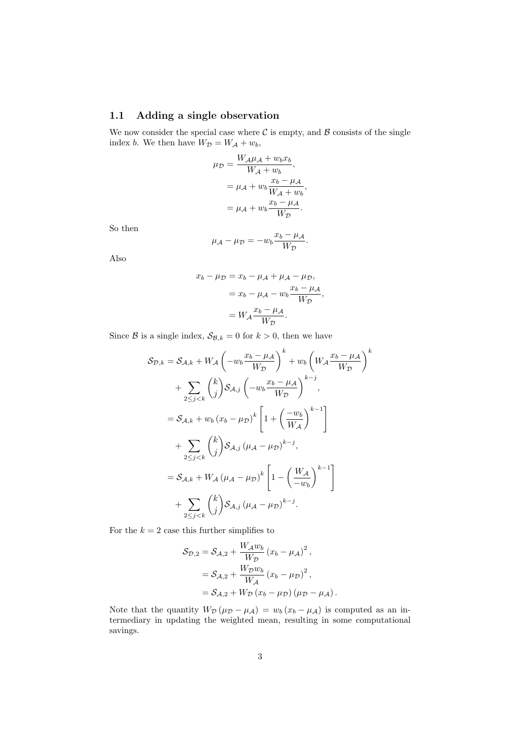## 1.1 Adding a single observation

We now consider the special case where $\mathcal{C}$ is empty, and $\mathcal{B}$ consists of the single index $b$. We then have $W_{\mathcal{D}} = W_{\mathcal{A}} + w_b$,

$$
\begin{aligned}
\mu_{\mathcal{D}} &= \frac{W_{\mathcal{A}}\mu_{\mathcal{A}} + w_b x_b}{W_{\mathcal{A}} + w_b}, \\
&= \mu_{\mathcal{A}} + w_b \frac{x_b - \mu_{\mathcal{A}}}{W_{\mathcal{A}} + w_b}, \\
&= \mu_{\mathcal{A}} + w_b \frac{x_b - \mu_{\mathcal{A}}}{W_{\mathcal{D}}}.
\end{aligned}
$$

So then

$$
\mu_{\mathcal{A}} - \mu_{\mathcal{D}} = -w_b \frac{x_b - \mu_{\mathcal{A}}}{W_{\mathcal{D}}}.
$$

Also

$$
\begin{aligned}
x_b - \mu_{\mathcal{D}} &= x_b - \mu_{\mathcal{A}} + \mu_{\mathcal{A}} - \mu_{\mathcal{D}}, \\
&= x_b - \mu_{\mathcal{A}} - w_b \frac{x_b - \mu_{\mathcal{A}}}{W_{\mathcal{D}}}, \\
&= W_{\mathcal{A}} \frac{x_b - \mu_{\mathcal{A}}}{W_{\mathcal{D}}}.
\end{aligned}
$$

Since $\mathcal{B}$ is a single index, $\mathcal{S}_{\mathcal{B},k} = 0$ for $k > 0$, then we have

$$
\begin{aligned}
\mathcal{S}_{\mathcal{D},k} &= \mathcal{S}_{\mathcal{A},k} + W_{\mathcal{A}} \left( -w_b \frac{x_b - \mu_{\mathcal{A}}}{W_{\mathcal{D}}} \right)^k + w_b \left( W_{\mathcal{A}} \frac{x_b - \mu_{\mathcal{A}}}{W_{\mathcal{D}}} \right)^k \\
&\quad + \sum_{2 \le j < k} \binom{k}{j} \mathcal{S}_{\mathcal{A},j} \left( -w_b \frac{x_b - \mu_{\mathcal{A}}}{W_{\mathcal{D}}} \right)^{k-j}, \\
&= \mathcal{S}_{\mathcal{A},k} + w_b \left( x_b - \mu_{\mathcal{D}} \right)^k \left[ 1 + \left( \frac{-w_b}{W_{\mathcal{A}}} \right)^{k-1} \right] \\
&\quad + \sum_{2 \le j < k} \binom{k}{j} \mathcal{S}_{\mathcal{A},j} \left( \mu_{\mathcal{A}} - \mu_{\mathcal{D}} \right)^{k-j}, \\
&= \mathcal{S}_{\mathcal{A},k} + W_{\mathcal{A}} \left( \mu_{\mathcal{A}} - \mu_{\mathcal{D}} \right)^k \left[ 1 - \left( \frac{W_{\mathcal{A}}}{-w_b} \right)^{k-1} \right] \\
&\quad + \sum_{2 \le j < k} \binom{k}{j} \mathcal{S}_{\mathcal{A},j} \left( \mu_{\mathcal{A}} - \mu_{\mathcal{D}} \right)^{k-j}.
\end{aligned}
$$

For the $k = 2$ case this further simplifies to

$$
\begin{aligned}
\mathcal{S}_{\mathcal{D},2} &= \mathcal{S}_{\mathcal{A},2} + \frac{W_{\mathcal{A}} w_b}{W_{\mathcal{D}}} \left( x_b - \mu_{\mathcal{A}} \right)^2, \\
&= \mathcal{S}_{\mathcal{A},2} + \frac{W_{\mathcal{D}} w_b}{W_{\mathcal{A}}} \left( x_b - \mu_{\mathcal{D}} \right)^2, \\
&= \mathcal{S}_{\mathcal{A},2} + W_{\mathcal{D}} \left( x_b - \mu_{\mathcal{D}} \right) \left( \mu_{\mathcal{D}} - \mu_{\mathcal{A}} \right).
\end{aligned}
$$

Note that the quantity $W_{\mathcal{D}} \left( \mu_{\mathcal{D}} - \mu_{\mathcal{A}} \right) = w_b \left( x_b - \mu_{\mathcal{A}} \right)$ is computed as an intermediary in updating the weighted mean, resulting in some computational savings.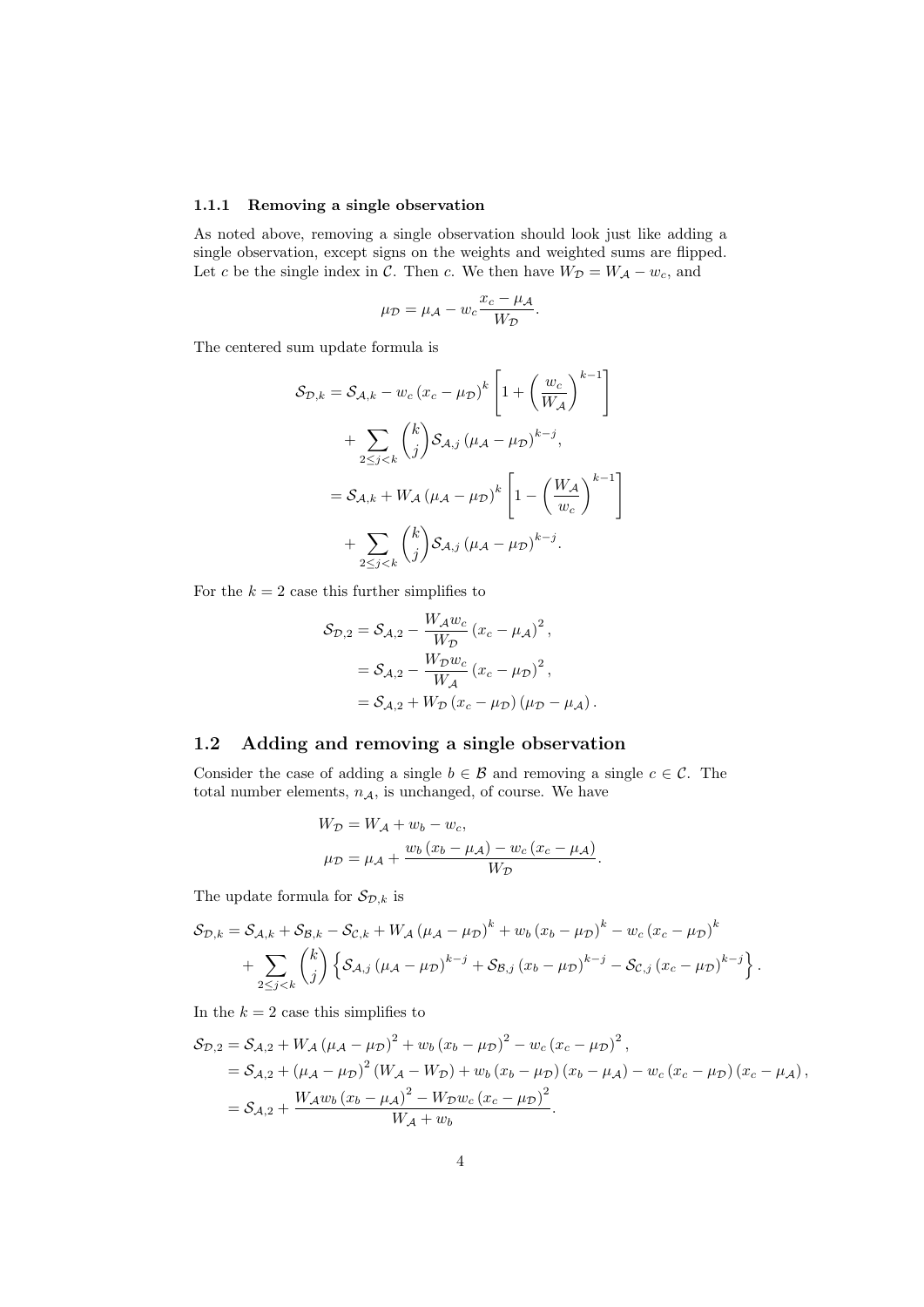### 1.1.1 Removing a single observation

As noted above, removing a single observation should look just like adding a single observation, except signs on the weights and weighted sums are flipped. Let $c$ be the single index in $\mathcal{C}$. Then $c$. We then have $W_{\mathcal{D}} = W_{\mathcal{A}} - w_c$, and

$$\mu_{\mathcal{D}} = \mu_{\mathcal{A}} - w_c \frac{x_c - \mu_{\mathcal{A}}}{W_{\mathcal{D}}}.$$

The centered sum update formula is

$$\begin{aligned}
\mathcal{S}_{\mathcal{D},k} &= \mathcal{S}_{\mathcal{A},k} - w_c \left(x_c - \mu_{\mathcal{D}}\right)^k \left[1 + \left(\frac{w_c}{W_{\mathcal{A}}}\right)^{k-1}\right] \\
&\quad + \sum_{2 \leq j < k} \binom{k}{j} \mathcal{S}_{\mathcal{A},j} \left(\mu_{\mathcal{A}} - \mu_{\mathcal{D}}\right)^{k-j}, \\
&= \mathcal{S}_{\mathcal{A},k} + W_{\mathcal{A}} \left(\mu_{\mathcal{A}} - \mu_{\mathcal{D}}\right)^k \left[1 - \left(\frac{W_{\mathcal{A}}}{w_c}\right)^{k-1}\right] \\
&\quad + \sum_{2 \leq j < k} \binom{k}{j} \mathcal{S}_{\mathcal{A},j} \left(\mu_{\mathcal{A}} - \mu_{\mathcal{D}}\right)^{k-j}.
\end{aligned}$$

For the $k = 2$ case this further simplifies to

$$\begin{aligned}
\mathcal{S}_{\mathcal{D},2} &= \mathcal{S}_{\mathcal{A},2} - \frac{W_{\mathcal{A}} w_c}{W_{\mathcal{D}}} \left(x_c - \mu_{\mathcal{A}}\right)^2, \\
&= \mathcal{S}_{\mathcal{A},2} - \frac{W_{\mathcal{D}} w_c}{W_{\mathcal{A}}} \left(x_c - \mu_{\mathcal{D}}\right)^2, \\
&= \mathcal{S}_{\mathcal{A},2} + W_{\mathcal{D}} \left(x_c - \mu_{\mathcal{D}}\right)\left(\mu_{\mathcal{D}} - \mu_{\mathcal{A}}\right).
\end{aligned}$$

## 1.2 Adding and removing a single observation

Consider the case of adding a single $b \in \mathcal{B}$ and removing a single $c \in \mathcal{C}$. The total number elements, $n_{\mathcal{A}}$, is unchanged, of course. We have

$$\begin{aligned}
W_{\mathcal{D}} &= W_{\mathcal{A}} + w_b - w_c, \\
\mu_{\mathcal{D}} &= \mu_{\mathcal{A}} + \frac{w_b \left(x_b - \mu_{\mathcal{A}}\right) - w_c \left(x_c - \mu_{\mathcal{A}}\right)}{W_{\mathcal{D}}}.
\end{aligned}$$

The update formula for $\mathcal{S}_{\mathcal{D},k}$ is

$$\begin{aligned}
\mathcal{S}_{\mathcal{D},k} &= \mathcal{S}_{\mathcal{A},k} + \mathcal{S}_{\mathcal{B},k} - \mathcal{S}_{\mathcal{C},k} + W_{\mathcal{A}} \left(\mu_{\mathcal{A}} - \mu_{\mathcal{D}}\right)^k + w_b \left(x_b - \mu_{\mathcal{D}}\right)^k - w_c \left(x_c - \mu_{\mathcal{D}}\right)^k \\
&\quad + \sum_{2 \leq j < k} \binom{k}{j} \left\{ \mathcal{S}_{\mathcal{A},j} \left(\mu_{\mathcal{A}} - \mu_{\mathcal{D}}\right)^{k-j} + \mathcal{S}_{\mathcal{B},j} \left(x_b - \mu_{\mathcal{D}}\right)^{k-j} - \mathcal{S}_{\mathcal{C},j} \left(x_c - \mu_{\mathcal{D}}\right)^{k-j} \right\}.
\end{aligned}$$

In the $k = 2$ case this simplifies to

$$\begin{aligned}
\mathcal{S}_{\mathcal{D},2} &= \mathcal{S}_{\mathcal{A},2} + W_{\mathcal{A}} \left(\mu_{\mathcal{A}} - \mu_{\mathcal{D}}\right)^2 + w_b \left(x_b - \mu_{\mathcal{D}}\right)^2 - w_c \left(x_c - \mu_{\mathcal{D}}\right)^2, \\
&= \mathcal{S}_{\mathcal{A},2} + \left(\mu_{\mathcal{A}} - \mu_{\mathcal{D}}\right)^2 \left(W_{\mathcal{A}} - W_{\mathcal{D}}\right) + w_b \left(x_b - \mu_{\mathcal{D}}\right)\left(x_b - \mu_{\mathcal{A}}\right) - w_c \left(x_c - \mu_{\mathcal{D}}\right)\left(x_c - \mu_{\mathcal{A}}\right), \\
&= \mathcal{S}_{\mathcal{A},2} + \frac{W_{\mathcal{A}} w_b \left(x_b - \mu_{\mathcal{A}}\right)^2 - W_{\mathcal{D}} w_c \left(x_c - \mu_{\mathcal{D}}\right)^2}{W_{\mathcal{A}} + w_b}.
\end{aligned}$$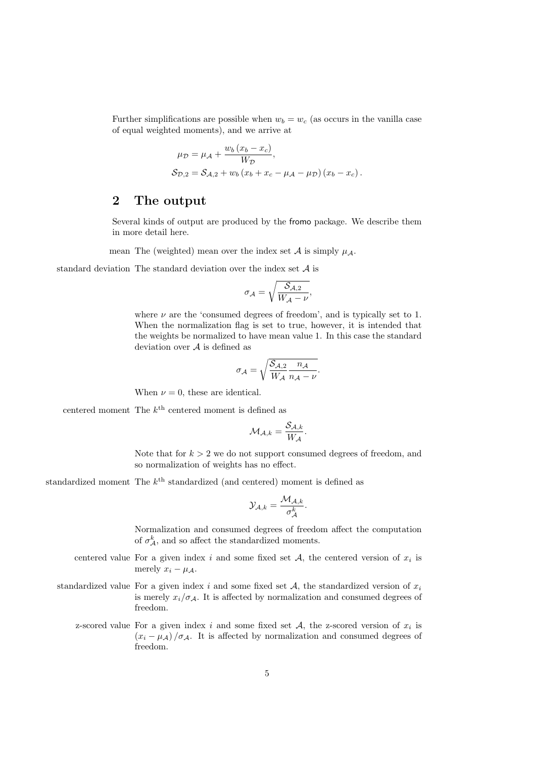Further simplifications are possible when $w_b = w_c$ (as occurs in the vanilla case of equal weighted moments), and we arrive at

$$\mu_{\mathcal{D}} = \mu_{\mathcal{A}} + \frac{w_b \left(x_b - x_c\right)}{W_{\mathcal{D}}},$$
$$\mathcal{S}_{\mathcal{D},2} = \mathcal{S}_{\mathcal{A},2} + w_b \left(x_b + x_c - \mu_{\mathcal{A}} - \mu_{\mathcal{D}}\right)\left(x_b - x_c\right).$$

## 2 The output

Several kinds of output are produced by the fromo package. We describe them in more detail here.

**mean** The (weighted) mean over the index set $\mathcal{A}$ is simply $\mu_{\mathcal{A}}$.

**standard deviation** The standard deviation over the index set $\mathcal{A}$ is

$$\sigma_{\mathcal{A}} = \sqrt{\frac{\mathcal{S}_{\mathcal{A},2}}{W_{\mathcal{A}} - \nu}},$$

where $\nu$ are the 'consumed degrees of freedom', and is typically set to 1. When the normalization flag is set to true, however, it is intended that the weights be normalized to have mean value 1. In this case the standard deviation over $\mathcal{A}$ is defined as

$$\sigma_{\mathcal{A}} = \sqrt{\frac{\mathcal{S}_{\mathcal{A},2}}{W_{\mathcal{A}}}\frac{n_{\mathcal{A}}}{n_{\mathcal{A}} - \nu}}.$$

When $\nu = 0$, these are identical.

**centered moment** The $k^{\text{th}}$ centered moment is defined as

$$\mathcal{M}_{\mathcal{A},k} = \frac{\mathcal{S}_{\mathcal{A},k}}{W_{\mathcal{A}}}.$$

Note that for $k > 2$ we do not support consumed degrees of freedom, and so normalization of weights has no effect.

**standardized moment** The $k^{\text{th}}$ standardized (and centered) moment is defined as

$$\mathcal{Y}_{\mathcal{A},k} = \frac{\mathcal{M}_{\mathcal{A},k}}{\sigma_{\mathcal{A}}^k}.$$

Normalization and consumed degrees of freedom affect the computation of $\sigma_{\mathcal{A}}^k$, and so affect the standardized moments.

**centered value** For a given index $i$ and some fixed set $\mathcal{A}$, the centered version of $x_i$ is merely $x_i - \mu_{\mathcal{A}}$.

**standardized value** For a given index $i$ and some fixed set $\mathcal{A}$, the standardized version of $x_i$ is merely $x_i/\sigma_{\mathcal{A}}$. It is affected by normalization and consumed degrees of freedom.

**z-scored value** For a given index $i$ and some fixed set $\mathcal{A}$, the z-scored version of $x_i$ is $\left(x_i - \mu_{\mathcal{A}}\right)/\sigma_{\mathcal{A}}$. It is affected by normalization and consumed degrees of freedom.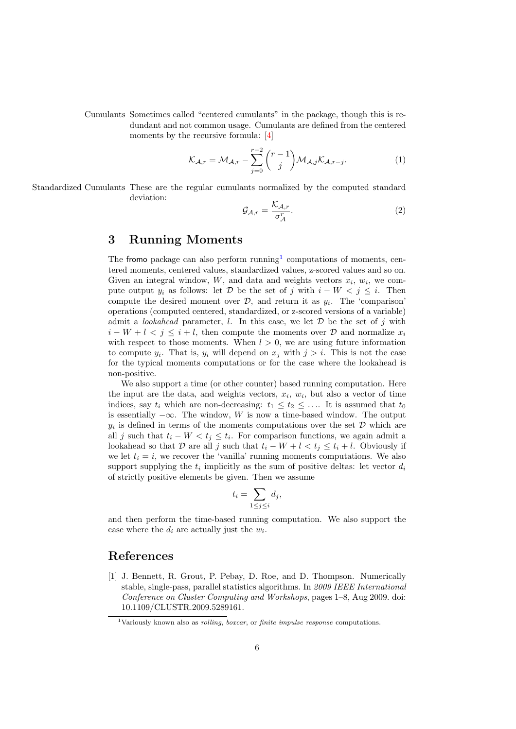Cumulants Sometimes called "centered cumulants" in the package, though this is redundant and not common usage. Cumulants are defined from the centered moments by the recursive formula: [4]

$$\mathcal{K}_{\mathcal{A},r} = \mathcal{M}_{\mathcal{A},r} - \sum_{j=0}^{r-2} \binom{r-1}{j} \mathcal{M}_{\mathcal{A},j} \mathcal{K}_{\mathcal{A},r-j}. \tag{1}$$

Standardized Cumulants These are the regular cumulants normalized by the computed standard deviation:

$$\mathcal{G}_{\mathcal{A},r} = \frac{\mathcal{K}_{\mathcal{A},r}}{\sigma_{\mathcal{A}}^r}. \tag{2}$$

## 3 Running Moments

The fromo package can also perform running[1] computations of moments, centered moments, centered values, standardized values, z-scored values and so on. Given an integral window, $W$, and data and weights vectors $x_i$, $w_i$, we compute output $y_i$ as follows: let $\mathcal{D}$ be the set of $j$ with $i - W < j \le i$. Then compute the desired moment over $\mathcal{D}$, and return it as $y_i$. The 'comparison' operations (computed centered, standardized, or z-scored versions of a variable) admit a *lookahead* parameter, $l$. In this case, we let $\mathcal{D}$ be the set of $j$ with $i - W + l < j \le i + l$, then compute the moments over $\mathcal{D}$ and normalize $x_i$ with respect to those moments. When $l > 0$, we are using future information to compute $y_i$. That is, $y_i$ will depend on $x_j$ with $j > i$. This is not the case for the typical moments computations or for the case where the lookahead is non-positive.

We also support a time (or other counter) based running computation. Here the input are the data, and weights vectors, $x_i$, $w_i$, but also a vector of time indices, say $t_i$ which are non-decreasing: $t_1 \le t_2 \le \ldots$. It is assumed that $t_0$ is essentially $-\infty$. The window, $W$ is now a time-based window. The output $y_i$ is defined in terms of the moments computations over the set $\mathcal{D}$ which are all $j$ such that $t_i - W < t_j \le t_i$. For comparison functions, we again admit a lookahead so that $\mathcal{D}$ are all $j$ such that $t_i - W + l < t_j \le t_i + l$. Obviously if we let $t_i = i$, we recover the 'vanilla' running moments computations. We also support supplying the $t_i$ implicitly as the sum of positive deltas: let vector $d_i$ of strictly positive elements be given. Then we assume

$$t_i = \sum_{1 \le j \le i} d_j,$$

and then perform the time-based running computation. We also support the case where the $d_i$ are actually just the $w_i$.

## References

[1] J. Bennett, R. Grout, P. Pebay, D. Roe, and D. Thompson. Numerically stable, single-pass, parallel statistics algorithms. In *2009 IEEE International Conference on Cluster Computing and Workshops*, pages 1–8, Aug 2009. doi: 10.1109/CLUSTR.2009.5289161.

[1] Variously known also as *rolling*, *boxcar*, or *finite impulse response* computations.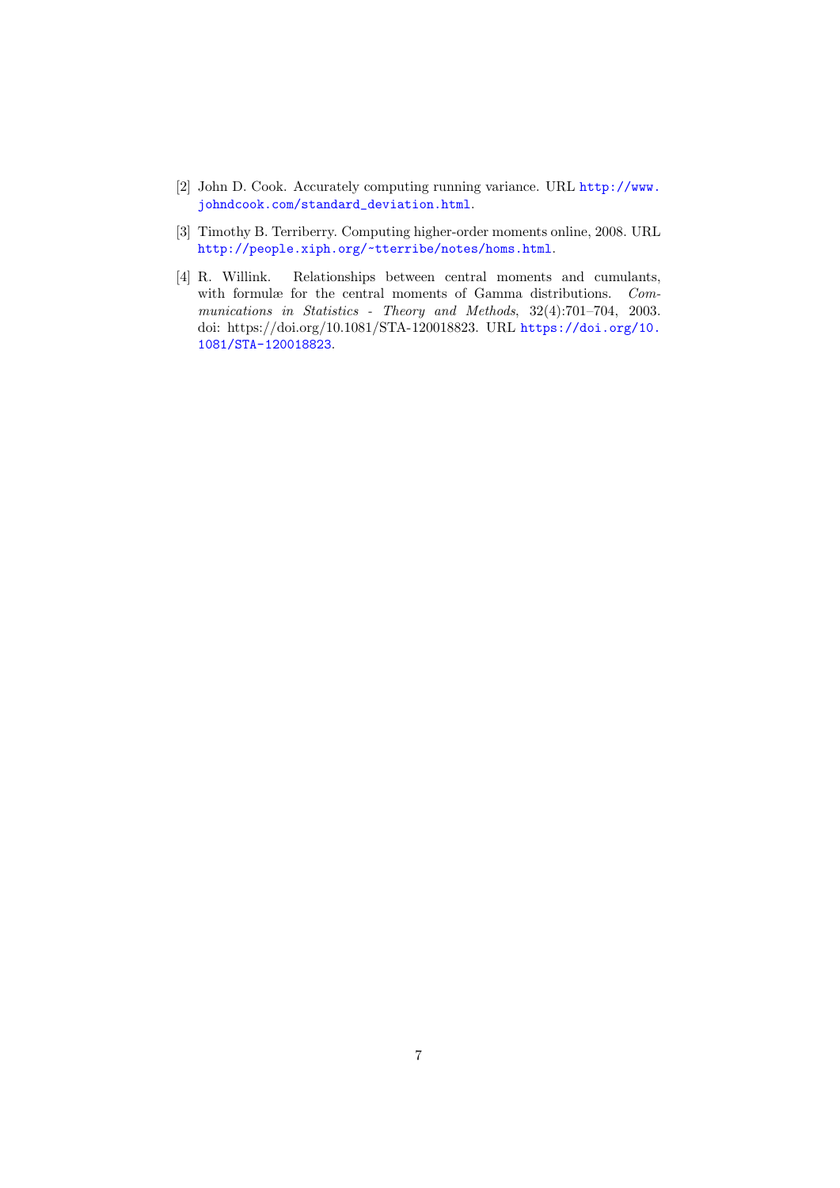[2] John D. Cook. Accurately computing running variance. URL http://www.johndcook.com/standard_deviation.html.

[3] Timothy B. Terriberry. Computing higher-order moments online, 2008. URL http://people.xiph.org/~tterribe/notes/homs.html.

[4] R. Willink. Relationships between central moments and cumulants, with formulæ for the central moments of Gamma distributions. *Communications in Statistics - Theory and Methods*, 32(4):701–704, 2003. doi: https://doi.org/10.1081/STA-120018823. URL https://doi.org/10.1081/STA-120018823.